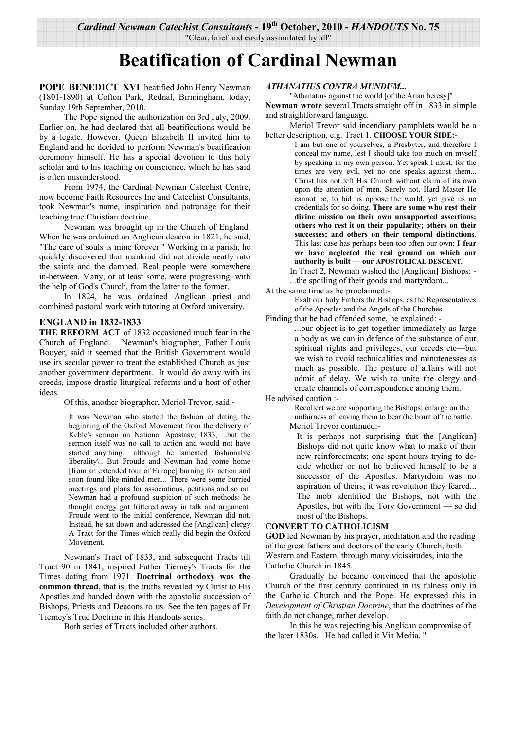*Cardinal Newman Catechist Consultants* - 19th October, 2010 - *HANDOUTS* No. 75

"Clear, brief and easily assimilated by all"

# Beatification of Cardinal Newman

**POPE BENEDICT XVI** beatified John Henry Newman (1801-1890) at Cofton Park, Rednal, Birmingham, today, Sunday 19th September, 2010.

The Pope signed the authorization on 3rd July, 2009. Earlier on, he had declared that all beatifications would be by a legate. However, Queen Elizabeth II invited him to England and he decided to perform Newman's beatification ceremony himself. He has a special devotion to this holy scholar and to his teaching on conscience, which he has said is often misunderstood.

From 1974, the Cardinal Newman Catechist Centre, now become Faith Resources Inc and Catechist Consultants, took Newman's name, inspiration and patronage for their teaching true Christian doctrine.

Newman was brought up in the Church of England. When he was ordained an Anglican deacon in 1821, he said, "The care of souls is mine forever." Working in a parish, he quickly discovered that mankind did not divide neatly into the saints and the damned. Real people were somewhere in-between. Many, or at least some, were progressing, with the help of God's Church, from the latter to the former.

In 1824, he was ordained Anglican priest and combined pastoral work with tutoring at Oxford university.

## ENGLAND in 1832-1833

**THE REFORM ACT** of 1832 occasioned much fear in the Church of England. Newman's biographer, Father Louis Bouyer, said it seemed that the British Government would use its secular power to treat the established Church as just another government department. It would do away with its creeds, impose drastic liturgical reforms and a host of other ideas.

Of this, another biographer, Meriol Trevor, said:-

> It was Newman who started the fashion of dating the beginning of the Oxford Movement from the delivery of Keble's sermon on National Apostasy, 1833, ...but the sermon itself was no call to action and would not have started anything... although he lamented 'fashionable liberality\.. But Froude and Newman had come home [from an extended tour of Europe] burning for action and soon found like-minded men... There were some hurried meetings and plans for associations, petitions and so on. Newman had a profound suspicion of such methods: he thought energy got frittered away in talk and argument. Froude went to the initial conference, Newman did not. Instead, he sat down and addressed the [Anglican] clergy A Tract for the Times which really did begin the Oxford Movement.

Newman's Tract of 1833, and subsequent Tracts till Tract 90 in 1841, inspired Father Tierney's Tracts for the Times dating from 1971. **Doctrinal orthodoxy was the common thread**, that is, the truths revealed by Christ to His Apostles and handed down with the apostolic succession of Bishops, Priests and Deacons to us. See the ten pages of Fr Tierney's True Doctrine in this Handouts series.

Both series of Tracts included other authors.

### *ATHANATIUS CONTRA MUNDUM...*

"Athanatius against the world [of the Arian heresy]"

**Newman wrote** several Tracts straight off in 1833 in simple and straightforward language.

Meriol Trevor said incendiary pamphlets would be a better description, e.g. Tract 1, **CHOOSE YOUR SIDE:-**

> I am but one of yourselves, a Presbyter, and therefore I conceal my name, lest I should take too much on myself by speaking in my own person. Yet speak I must, for the times are very evil, yet no one speaks against them... Christ has not left His Church without claim of its own upon the attention of men. Surely not. Hard Master He cannot be, to bid us oppose the world, yet give us no credentials for so doing. **There are some who rest their divine mission on their own unsupported assertions; others who rest it on their popularity; others on their successes; and others on their temporal distinctions**. This last case has perhaps been too often our own; **I fear we have neglected the real ground on which our authority is built — our APOSTOLICAL DESCENT.**

In Tract 2, Newman wished the [Anglican] Bishops: -

> ...the spoiling of their goods and martyrdom...

At the same time as he proclaimed:-

> Exalt our holy Fathers the Bishops, as the Representatives of the Apostles and the Angels of the Churches.

Finding that he had offended some, he explained: -

> ...our object is to get together immediately as large a body as we can in defence of the substance of our spiritual rights and privileges, our creeds etc—but we wish to avoid technicalities and minutenesses as much as possible. The posture of affairs will not admit of delay. We wish to unite the clergy and create channels of correspondence among them.

He advised caution :-

> Recollect we are supporting the Bishops: enlarge on the unfairness of leaving them to bear (he brunt of the battle.

Meriol Trevor continued:-

> It is perhaps not surprising that the [Anglican] Bishops did not quite know what to make of their new reinforcements; one spent hours trying to decide whether or not he believed himself to be a successor of the Apostles. Martyrdom was no aspiration of theirs; it was revolution they feared... The mob identified the Bishops, not with the Apostles, but with the Tory Government — so did most of the Bishops.

## CONVERT TO CATHOLICISM

**GOD** led Newman by his prayer, meditation and the reading of the great fathers and doctors of the early Church, both Western and Eastern, through many vicissitudes, into the Catholic Church in 1845.

Gradually he became convinced that the apostolic Church of the first century continued in its fulness only in the Catholic Church and the Pope. He expressed this in *Development of Christian Doctrine*, that the doctrines of the faith do not change, rather develop.

In this he was rejecting his Anglican compromise of the later 1830s. He had called it Via Media, "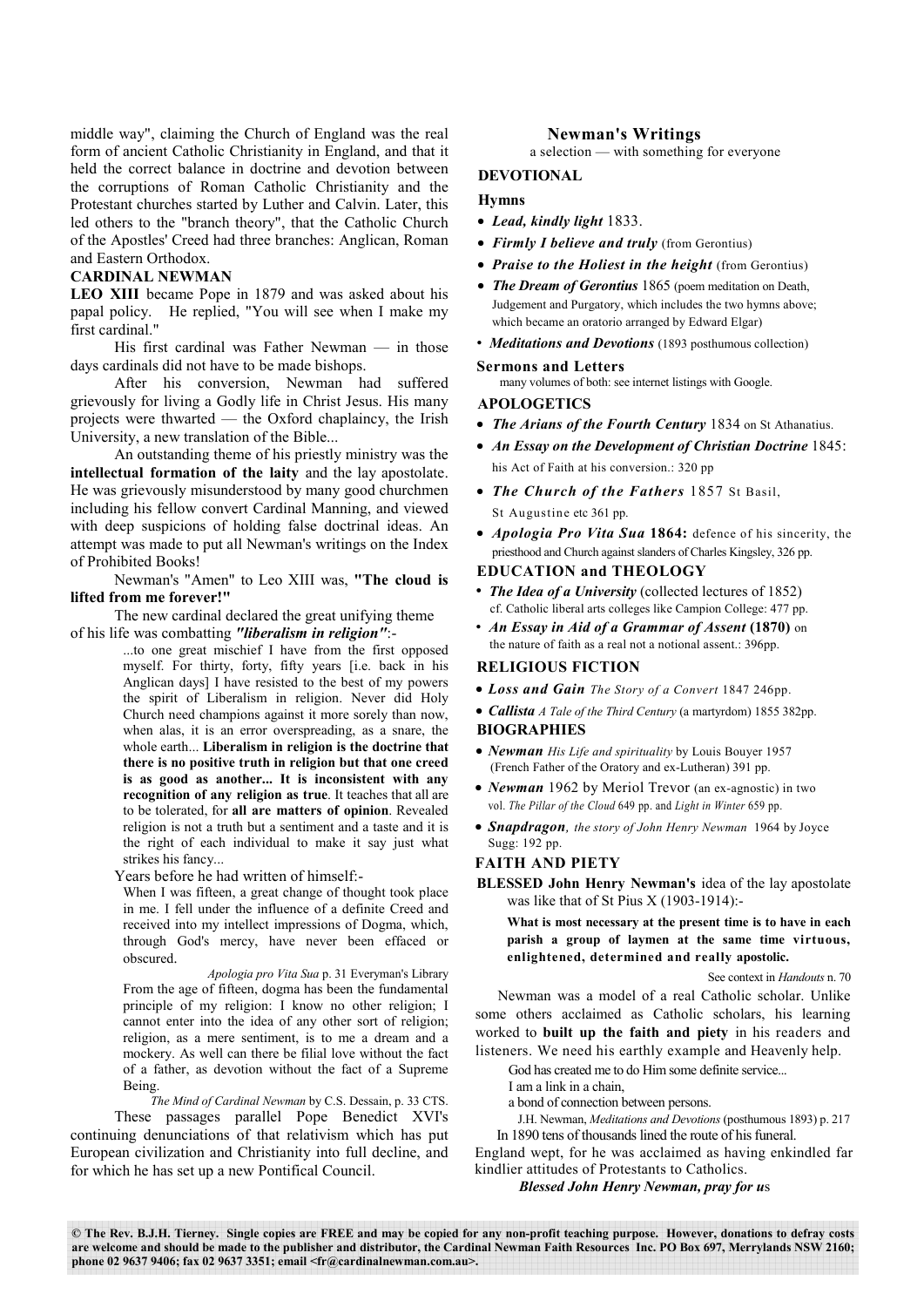middle way", claiming the Church of England was the real form of ancient Catholic Christianity in England, and that it held the correct balance in doctrine and devotion between the corruptions of Roman Catholic Christianity and the Protestant churches started by Luther and Calvin. Later, this led others to the "branch theory", that the Catholic Church of the Apostles' Creed had three branches: Anglican, Roman and Eastern Orthodox.

**CARDINAL NEWMAN**

**LEO XIII** became Pope in 1879 and was asked about his papal policy. He replied, "You will see when I make my first cardinal."

His first cardinal was Father Newman — in those days cardinals did not have to be made bishops.

After his conversion, Newman had suffered grievously for living a Godly life in Christ Jesus. His many projects were thwarted — the Oxford chaplaincy, the Irish University, a new translation of the Bible...

An outstanding theme of his priestly ministry was the **intellectual formation of the laity** and the lay apostolate. He was grievously misunderstood by many good churchmen including his fellow convert Cardinal Manning, and viewed with deep suspicions of holding false doctrinal ideas. An attempt was made to put all Newman's writings on the Index of Prohibited Books!

Newman's "Amen" to Leo XIII was, **"The cloud is lifted from me forever!"**

The new cardinal declared the great unifying theme of his life was combatting ***"liberalism in religion"***:-

> ...to one great mischief I have from the first opposed myself. For thirty, forty, fifty years [i.e. back in his Anglican days] I have resisted to the best of my powers the spirit of Liberalism in religion. Never did Holy Church need champions against it more sorely than now, when alas, it is an error overspreading, as a snare, the whole earth... **Liberalism in religion is the doctrine that there is no positive truth in religion but that one creed is as good as another... It is inconsistent with any recognition of any religion as true**. It teaches that all are to be tolerated, for **all are matters of opinion**. Revealed religion is not a truth but a sentiment and a taste and it is the right of each individual to make it say just what strikes his fancy...

Years before he had written of himself:-

> When I was fifteen, a great change of thought took place in me. I fell under the influence of a definite Creed and received into my intellect impressions of Dogma, which, through God's mercy, have never been effaced or obscured.
>
> *Apologia pro Vita Sua* p. 31 Everyman's Library
>
> From the age of fifteen, dogma has been the fundamental principle of my religion: I know no other religion; I cannot enter into the idea of any other sort of religion; religion, as a mere sentiment, is to me a dream and a mockery. As well can there be filial love without the fact of a father, as devotion without the fact of a Supreme Being.
>
> *The Mind of Cardinal Newman* by C.S. Dessain, p. 33 CTS.

These passages parallel Pope Benedict XVI's continuing denunciations of that relativism which has put European civilization and Christianity into full decline, and for which he has set up a new Pontifical Council.

## Newman's Writings

a selection — with something for everyone

### DEVOTIONAL

**Hymns**

- ***Lead, kindly light*** 1833.
- ***Firmly I believe and truly*** (from Gerontius)
- ***Praise to the Holiest in the height*** (from Gerontius)
- ***The Dream of Gerontius*** 1865 (poem meditation on Death, Judgement and Purgatory, which includes the two hymns above; which became an oratorio arranged by Edward Elgar)
- ***Meditations and Devotions*** (1893 posthumous collection)

**Sermons and Letters**

many volumes of both: see internet listings with Google.

### APOLOGETICS

- ***The Arians of the Fourth Century*** 1834 on St Athanatius.
- ***An Essay on the Development of Christian Doctrine*** 1845: his Act of Faith at his conversion.: 320 pp
- ***The Church of the Fathers*** 1857 St Basil, St Augustine etc 361 pp.
- ***Apologia Pro Vita Sua*** **1864:** defence of his sincerity, the priesthood and Church against slanders of Charles Kingsley, 326 pp.

### EDUCATION and THEOLOGY

- ***The Idea of a University*** (collected lectures of 1852) cf. Catholic liberal arts colleges like Campion College: 477 pp.
- ***An Essay in Aid of a Grammar of Assent*** **(1870)** on the nature of faith as a real not a notional assent.: 396pp.

### RELIGIOUS FICTION

- ***Loss and Gain*** *The Story of a Convert* 1847 246pp.
- ***Callista*** *A Tale of the Third Century* (a martyrdom) 1855 382pp.

### BIOGRAPHIES

- ***Newman*** *His Life and spirituality* by Louis Bouyer 1957 (French Father of the Oratory and ex-Lutheran) 391 pp.
- ***Newman*** 1962 by Meriol Trevor (an ex-agnostic) in two vol. *The Pillar of the Cloud* 649 pp. and *Light in Winter* 659 pp.
- ***Snapdragon****, the story of John Henry Newman* 1964 by Joyce Sugg: 192 pp.

### FAITH AND PIETY

**BLESSED John Henry Newman's** idea of the lay apostolate was like that of St Pius X (1903-1914):-

> **What is most necessary at the present time is to have in each parish a group of laymen at the same time virtuous, enlightened, determined and really apostolic.**
>
> See context in *Handouts* n. 70

Newman was a model of a real Catholic scholar. Unlike some others acclaimed as Catholic scholars, his learning worked to **built up the faith and piety** in his readers and listeners. We need his earthly example and Heavenly help.

> God has created me to do Him some definite service...
> I am a link in a chain,
> a bond of connection between persons.
>
> J.H. Newman, *Meditations and Devotions* (posthumous 1893) p. 217

In 1890 tens of thousands lined the route of his funeral. England wept, for he was acclaimed as having enkindled far kindlier attitudes of Protestants to Catholics.

***Blessed John Henry Newman, pray for u****s*

**© The Rev. B.J.H. Tierney. Single copies are FREE and may be copied for any non-profit teaching purpose. However, donations to defray costs are welcome and should be made to the publisher and distributor, the Cardinal Newman Faith Resources Inc. PO Box 697, Merrylands NSW 2160; phone 02 9637 9406; fax 02 9637 3351; email <fr@cardinalnewman.com.au>.**